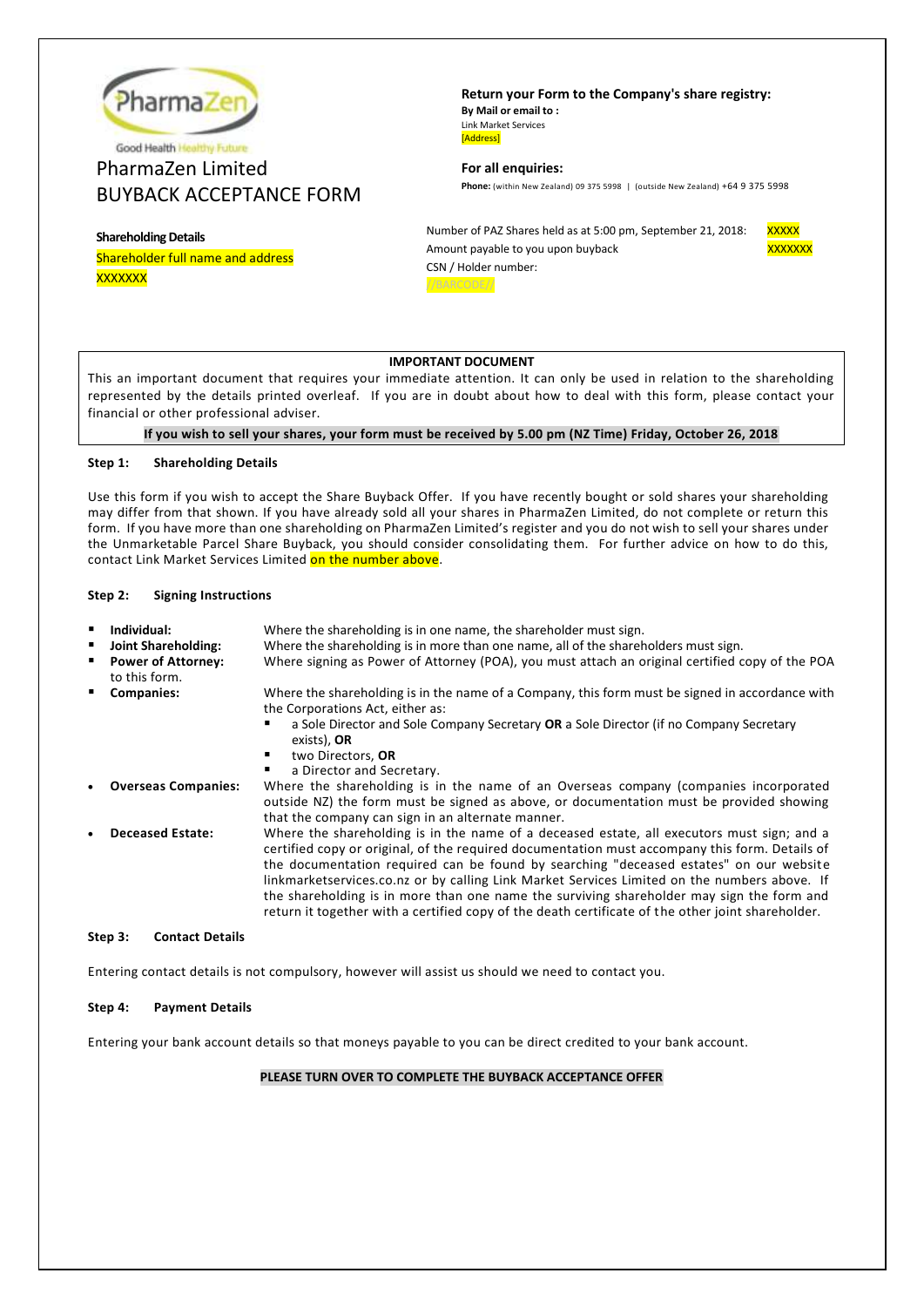PharmaZen

Good Health Healthy Future

# PharmaZen Limited
# BUYBACK ACCEPTANCE FORM

**Return your Form to the Company's share registry:**
**By Mail or email to :**
Link Market Services
[Address]

**For all enquiries:**
**Phone:** (within New Zealand) 09 375 5998 | (outside New Zealand) +64 9 375 5998

**Shareholding Details**
Shareholder full name and address
XXXXXXX

Number of PAZ Shares held as at 5:00 pm, September 21, 2018: XXXXX
Amount payable to you upon buyback XXXXXXX
CSN / Holder number:
//BARCODE//

**IMPORTANT DOCUMENT**

This an important document that requires your immediate attention. It can only be used in relation to the shareholding represented by the details printed overleaf. If you are in doubt about how to deal with this form, please contact your financial or other professional adviser.

**If you wish to sell your shares, your form must be received by 5.00 pm (NZ Time) Friday, October 26, 2018**

### Step 1: Shareholding Details

Use this form if you wish to accept the Share Buyback Offer. If you have recently bought or sold shares your shareholding may differ from that shown. If you have already sold all your shares in PharmaZen Limited, do not complete or return this form. If you have more than one shareholding on PharmaZen Limited's register and you do not wish to sell your shares under the Unmarketable Parcel Share Buyback, you should consider consolidating them. For further advice on how to do this, contact Link Market Services Limited on the number above.

### Step 2: Signing Instructions

- **Individual:** Where the shareholding is in one name, the shareholder must sign.
- **Joint Shareholding:** Where the shareholding is in more than one name, all of the shareholders must sign.
- **Power of Attorney:** Where signing as Power of Attorney (POA), you must attach an original certified copy of the POA to this form.
- **Companies:** Where the shareholding is in the name of a Company, this form must be signed in accordance with the Corporations Act, either as:
  - a Sole Director and Sole Company Secretary **OR** a Sole Director (if no Company Secretary exists), **OR**
  - two Directors, **OR**
  - a Director and Secretary.
- **Overseas Companies:** Where the shareholding is in the name of an Overseas company (companies incorporated outside NZ) the form must be signed as above, or documentation must be provided showing that the company can sign in an alternate manner.
- **Deceased Estate:** Where the shareholding is in the name of a deceased estate, all executors must sign; and a certified copy or original, of the required documentation must accompany this form. Details of the documentation required can be found by searching "deceased estates" on our website linkmarketservices.co.nz or by calling Link Market Services Limited on the numbers above. If the shareholding is in more than one name the surviving shareholder may sign the form and return it together with a certified copy of the death certificate of the other joint shareholder.

### Step 3: Contact Details

Entering contact details is not compulsory, however will assist us should we need to contact you.

### Step 4: Payment Details

Entering your bank account details so that moneys payable to you can be direct credited to your bank account.

**PLEASE TURN OVER TO COMPLETE THE BUYBACK ACCEPTANCE OFFER**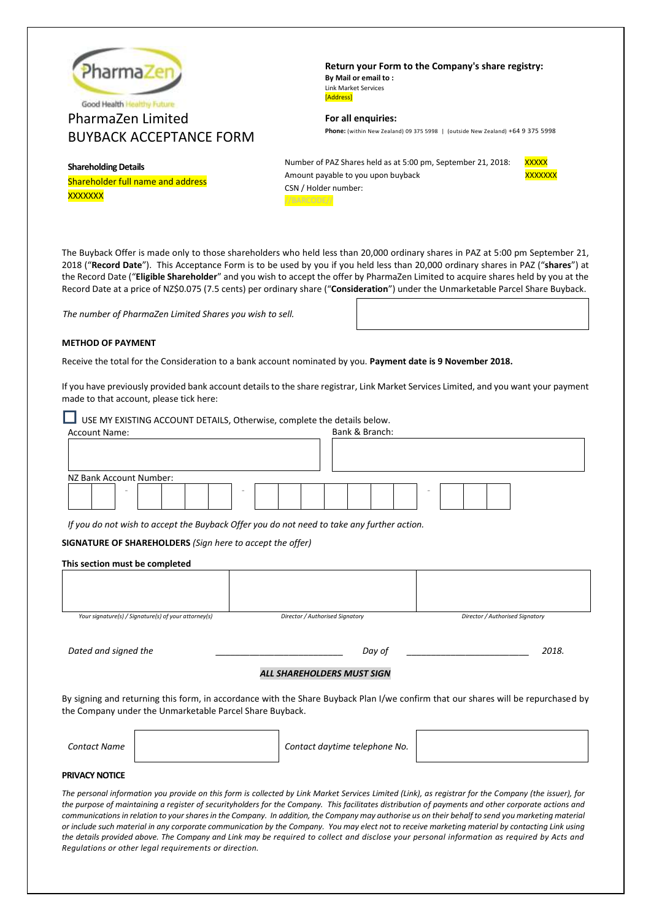PharmaZen

Good Health Healthy Future

# PharmaZen Limited
# BUYBACK ACCEPTANCE FORM

**Return your Form to the Company's share registry:**
**By Mail or email to :**
Link Market Services
[Address]

**For all enquiries:**
**Phone:** (within New Zealand) 09 375 5998 | (outside New Zealand) +64 9 375 5998

**Shareholding Details**

Shareholder full name and address
XXXXXXX

Number of PAZ Shares held as at 5:00 pm, September 21, 2018: XXXXX
Amount payable to you upon buyback XXXXXXX
CSN / Holder number:
//BARCODE//

The Buyback Offer is made only to those shareholders who held less than 20,000 ordinary shares in PAZ at 5:00 pm September 21, 2018 ("**Record Date**"). This Acceptance Form is to be used by you if you held less than 20,000 ordinary shares in PAZ ("**shares**") at the Record Date ("**Eligible Shareholder**" and you wish to accept the offer by PharmaZen Limited to acquire shares held by you at the Record Date at a price of NZ$0.075 (7.5 cents) per ordinary share ("**Consideration**") under the Unmarketable Parcel Share Buyback.

*The number of PharmaZen Limited Shares you wish to sell.* ____________

**METHOD OF PAYMENT**

Receive the total for the Consideration to a bank account nominated by you. **Payment date is 9 November 2018.**

If you have previously provided bank account details to the share registrar, Link Market Services Limited, and you want your payment made to that account, please tick here:

☐ USE MY EXISTING ACCOUNT DETAILS, Otherwise, complete the details below.

Account Name: ____________ Bank & Branch: ____________

NZ Bank Account Number: ☐☐ - ☐☐☐☐ - ☐☐☐☐☐☐☐ - ☐☐☐

*If you do not wish to accept the Buyback Offer you do not need to take any further action.*

**SIGNATURE OF SHAREHOLDERS** *(Sign here to accept the offer)*

**This section must be completed**

| | | |
|---|---|---|
| | | |
| *Your signature(s) / Signature(s) of your attorney(s)* | *Director / Authorised Signatory* | *Director / Authorised Signatory* |

*Dated and signed the* ________________________ *Day of* ________________________ *2018.*

***ALL SHAREHOLDERS MUST SIGN***

By signing and returning this form, in accordance with the Share Buyback Plan I/we confirm that our shares will be repurchased by the Company under the Unmarketable Parcel Share Buyback.

*Contact Name* ____________ *Contact daytime telephone No.* ____________

**PRIVACY NOTICE**

*The personal information you provide on this form is collected by Link Market Services Limited (Link), as registrar for the Company (the issuer), for the purpose of maintaining a register of securityholders for the Company. This facilitates distribution of payments and other corporate actions and communications in relation to your shares in the Company. In addition, the Company may authorise us on their behalf to send you marketing material or include such material in any corporate communication by the Company. You may elect not to receive marketing material by contacting Link using the details provided above. The Company and Link may be required to collect and disclose your personal information as required by Acts and Regulations or other legal requirements or direction.*